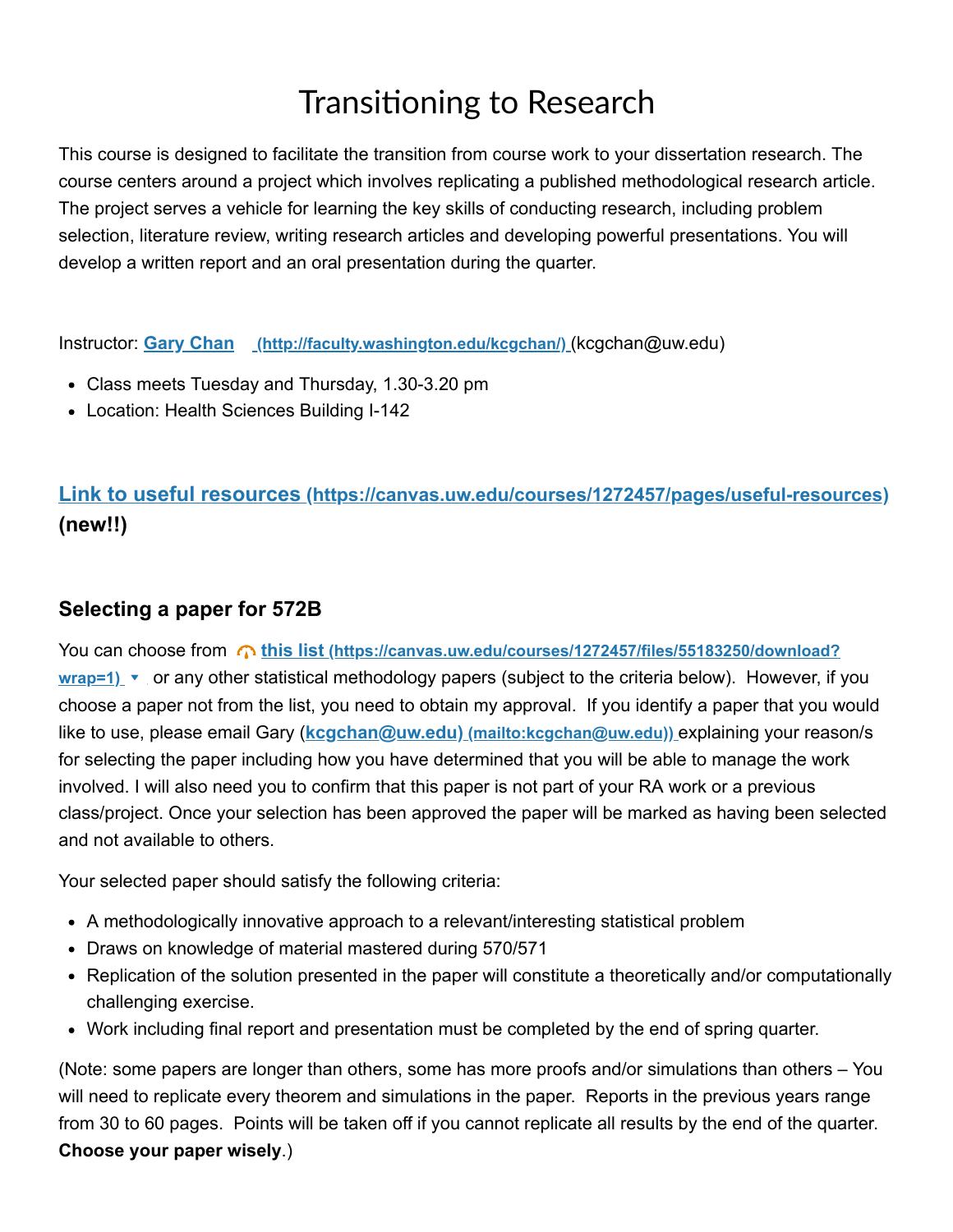# Transitioning to Research

This course is designed to facilitate the transition from course work to your dissertation research. The course centers around a project which involves replicating a published methodological research article. The project serves a vehicle for learning the key skills of conducting research, including problem selection, literature review, writing research articles and developing powerful presentations. You will develop a written report and an oral presentation during the quarter.

Instructor: [Gary Chan (http://faculty.washington.edu/kcgchan/)](http://faculty.washington.edu/kcgchan/) (kcgchan@uw.edu)

- Class meets Tuesday and Thursday, 1.30-3.20 pm
- Location: Health Sciences Building I-142

## [Link to useful resources (https://canvas.uw.edu/courses/1272457/pages/useful-resources)](https://canvas.uw.edu/courses/1272457/pages/useful-resources) (new!!)

### Selecting a paper for 572B

You can choose from [this list (https://canvas.uw.edu/courses/1272457/files/55183250/download?wrap=1)](https://canvas.uw.edu/courses/1272457/files/55183250/download?wrap=1) or any other statistical methodology papers (subject to the criteria below). However, if you choose a paper not from the list, you need to obtain my approval. If you identify a paper that you would like to use, please email Gary ([kcgchan@uw.edu) (mailto:kcgchan@uw.edu)](mailto:kcgchan@uw.edu)) explaining your reason/s for selecting the paper including how you have determined that you will be able to manage the work involved. I will also need you to confirm that this paper is not part of your RA work or a previous class/project. Once your selection has been approved the paper will be marked as having been selected and not available to others.

Your selected paper should satisfy the following criteria:

- A methodologically innovative approach to a relevant/interesting statistical problem
- Draws on knowledge of material mastered during 570/571
- Replication of the solution presented in the paper will constitute a theoretically and/or computationally challenging exercise.
- Work including final report and presentation must be completed by the end of spring quarter.

(Note: some papers are longer than others, some has more proofs and/or simulations than others – You will need to replicate every theorem and simulations in the paper. Reports in the previous years range from 30 to 60 pages. Points will be taken off if you cannot replicate all results by the end of the quarter. **Choose your paper wisely**.)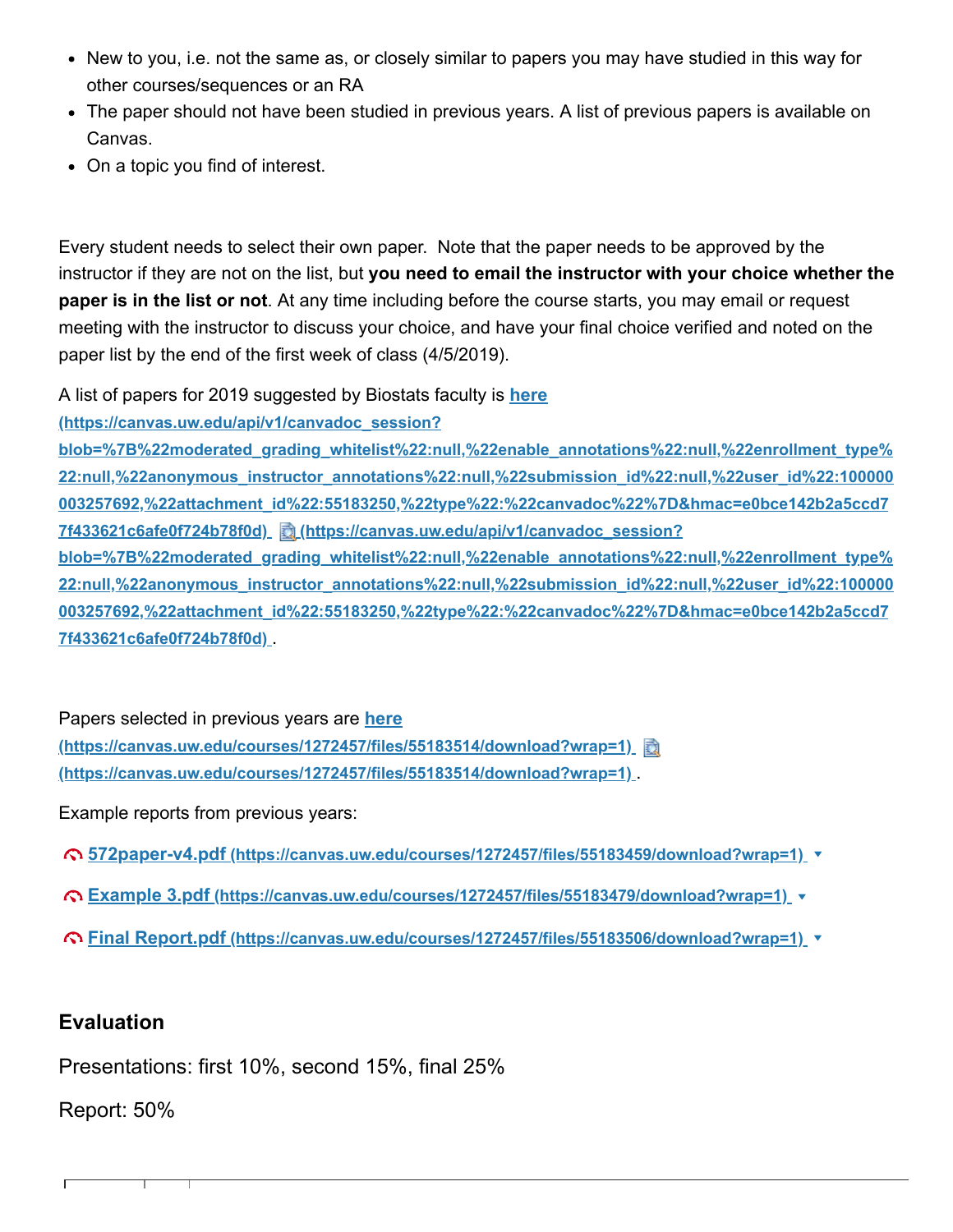- New to you, i.e. not the same as, or closely similar to papers you may have studied in this way for other courses/sequences or an RA
- The paper should not have been studied in previous years. A list of previous papers is available on Canvas.
- On a topic you find of interest.

Every student needs to select their own paper. Note that the paper needs to be approved by the instructor if they are not on the list, but **you need to email the instructor with your choice whether the paper is in the list or not**. At any time including before the course starts, you may email or request meeting with the instructor to discuss your choice, and have your final choice verified and noted on the paper list by the end of the first week of class (4/5/2019).

A list of papers for 2019 suggested by Biostats faculty is [here (https://canvas.uw.edu/api/v1/canvadoc_session?blob=%7B%22moderated_grading_whitelist%22:null,%22enable_annotations%22:null,%22enrollment_type%22:null,%22anonymous_instructor_annotations%22:null,%22submission_id%22:null,%22user_id%22:100000003257692,%22attachment_id%22:55183250,%22type%22:%22canvadoc%22%7D&hmac=e0bce142b2a5ccd77f433621c6afe0f724b78f0d)](https://canvas.uw.edu/api/v1/canvadoc_session?blob=%7B%22moderated_grading_whitelist%22:null,%22enable_annotations%22:null,%22enrollment_type%22:null,%22anonymous_instructor_annotations%22:null,%22submission_id%22:null,%22user_id%22:100000003257692,%22attachment_id%22:55183250,%22type%22:%22canvadoc%22%7D&hmac=e0bce142b2a5ccd77f433621c6afe0f724b78f0d) (https://canvas.uw.edu/api/v1/canvadoc_session?blob=%7B%22moderated_grading_whitelist%22:null,%22enable_annotations%22:null,%22enrollment_type%22:null,%22anonymous_instructor_annotations%22:null,%22submission_id%22:null,%22user_id%22:100000003257692,%22attachment_id%22:55183250,%22type%22:%22canvadoc%22%7D&hmac=e0bce142b2a5ccd77f433621c6afe0f724b78f0d).

Papers selected in previous years are [here (https://canvas.uw.edu/courses/1272457/files/55183514/download?wrap=1)](https://canvas.uw.edu/courses/1272457/files/55183514/download?wrap=1) (https://canvas.uw.edu/courses/1272457/files/55183514/download?wrap=1).

Example reports from previous years:

- [572paper-v4.pdf (https://canvas.uw.edu/courses/1272457/files/55183459/download?wrap=1)](https://canvas.uw.edu/courses/1272457/files/55183459/download?wrap=1)
- [Example 3.pdf (https://canvas.uw.edu/courses/1272457/files/55183479/download?wrap=1)](https://canvas.uw.edu/courses/1272457/files/55183479/download?wrap=1)
- [Final Report.pdf (https://canvas.uw.edu/courses/1272457/files/55183506/download?wrap=1)](https://canvas.uw.edu/courses/1272457/files/55183506/download?wrap=1)

## Evaluation

Presentations: first 10%, second 15%, final 25%

Report: 50%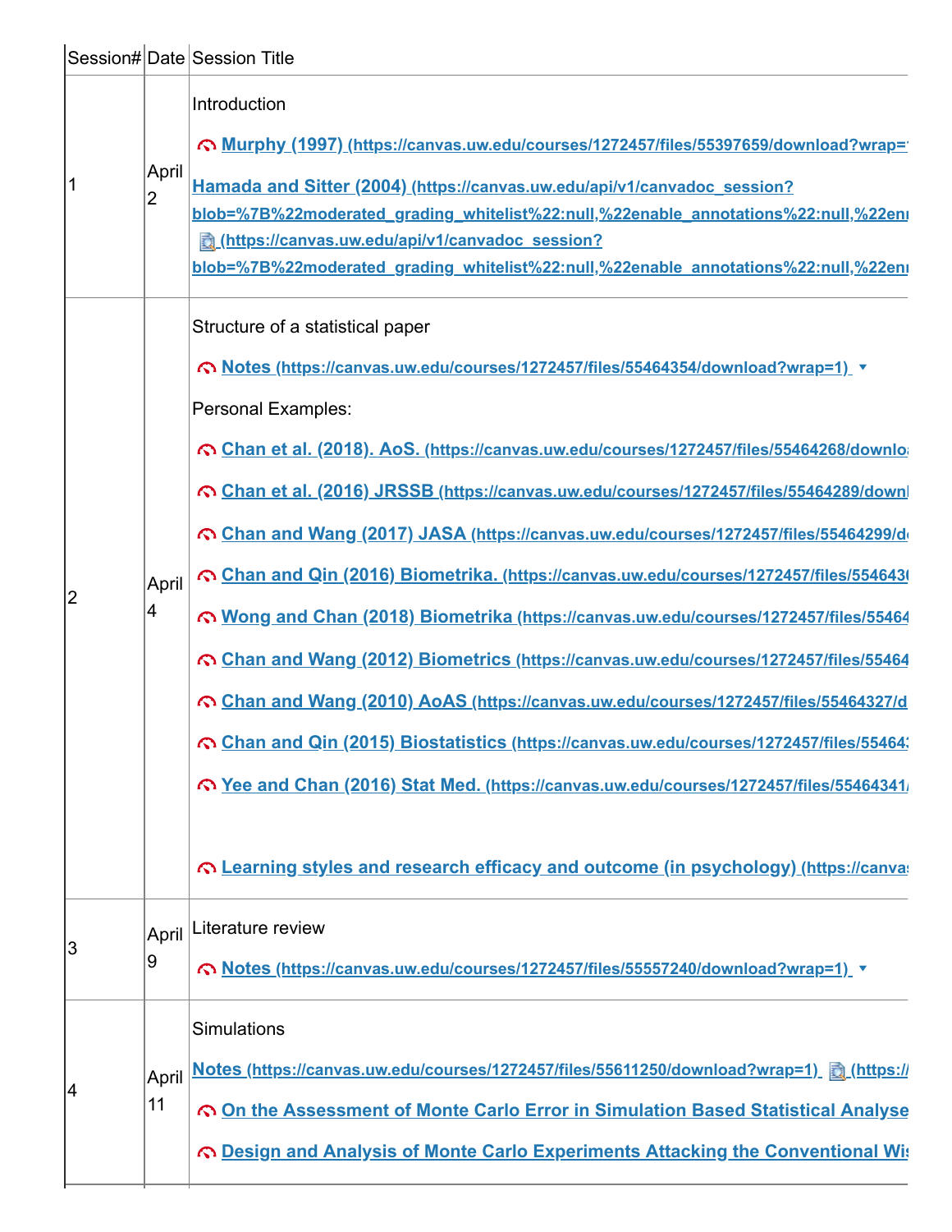| Session# | Date | Session Title |
|---|---|---|
| 1 | April 2 | Introduction<br><br>Murphy (1997) (https://canvas.uw.edu/courses/1272457/files/55397659/download?wrap=<br><br>Hamada and Sitter (2004) (https://canvas.uw.edu/api/v1/canvadoc_session?blob=%7B%22moderated_grading_whitelist%22:null,%22enable_annotations%22:null,%22en (https://canvas.uw.edu/api/v1/canvadoc_session?blob=%7B%22moderated_grading_whitelist%22:null,%22enable_annotations%22:null,%22en |
| 2 | April 4 | Structure of a statistical paper<br><br>Notes (https://canvas.uw.edu/courses/1272457/files/55464354/download?wrap=1)<br><br>Personal Examples:<br><br>Chan et al. (2018). AoS. (https://canvas.uw.edu/courses/1272457/files/55464268/downlo<br><br>Chan et al. (2016) JRSSB (https://canvas.uw.edu/courses/1272457/files/55464289/down<br><br>Chan and Wang (2017) JASA (https://canvas.uw.edu/courses/1272457/files/55464299/d<br><br>Chan and Qin (2016) Biometrika. (https://canvas.uw.edu/courses/1272457/files/554643<br><br>Wong and Chan (2018) Biometrika (https://canvas.uw.edu/courses/1272457/files/55464<br><br>Chan and Wang (2012) Biometrics (https://canvas.uw.edu/courses/1272457/files/55464<br><br>Chan and Wang (2010) AoAS (https://canvas.uw.edu/courses/1272457/files/55464327/d<br><br>Chan and Qin (2015) Biostatistics (https://canvas.uw.edu/courses/1272457/files/554643<br><br>Yee and Chan (2016) Stat Med. (https://canvas.uw.edu/courses/1272457/files/55464341/<br><br>Learning styles and research efficacy and outcome (in psychology) (https://canva |
| 3 | April 9 | Literature review<br><br>Notes (https://canvas.uw.edu/courses/1272457/files/55557240/download?wrap=1) |
| 4 | April 11 | Simulations<br><br>Notes (https://canvas.uw.edu/courses/1272457/files/55611250/download?wrap=1) (https://<br><br>On the Assessment of Monte Carlo Error in Simulation Based Statistical Analyse<br><br>Design and Analysis of Monte Carlo Experiments Attacking the Conventional Wis |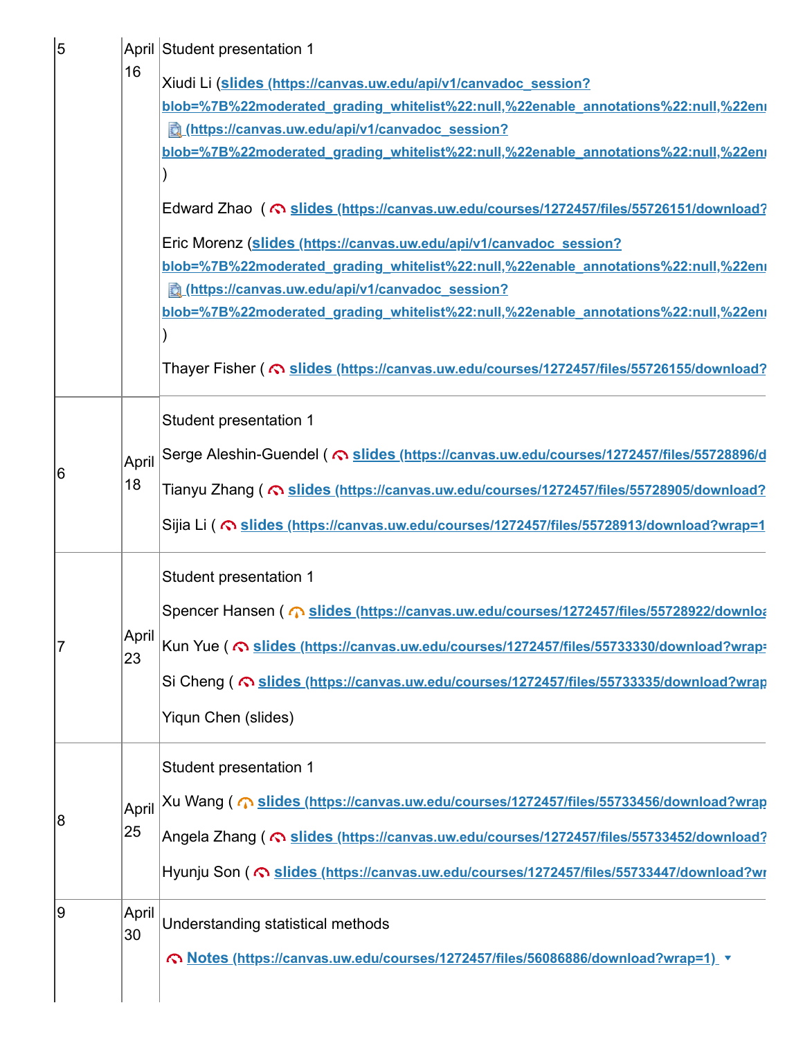| | | |
|---|---|---|
| 5 | April 16 | Student presentation 1<br><br>Xiudi Li (**slides (https://canvas.uw.edu/api/v1/canvadoc_session?blob=%7B%22moderated_grading_whitelist%22:null,%22enable_annotations%22:null,%22en** **(https://canvas.uw.edu/api/v1/canvadoc_session?blob=%7B%22moderated_grading_whitelist%22:null,%22enable_annotations%22:null,%22en** )<br><br>Edward Zhao ( **slides (https://canvas.uw.edu/courses/1272457/files/55726151/download?**<br><br>Eric Morenz (**slides (https://canvas.uw.edu/api/v1/canvadoc_session?blob=%7B%22moderated_grading_whitelist%22:null,%22enable_annotations%22:null,%22en** **(https://canvas.uw.edu/api/v1/canvadoc_session?blob=%7B%22moderated_grading_whitelist%22:null,%22enable_annotations%22:null,%22en** )<br><br>Thayer Fisher ( **slides (https://canvas.uw.edu/courses/1272457/files/55726155/download?** |
| 6 | April 18 | Student presentation 1<br><br>Serge Aleshin-Guendel ( **slides (https://canvas.uw.edu/courses/1272457/files/55728896/d**<br><br>Tianyu Zhang ( **slides (https://canvas.uw.edu/courses/1272457/files/55728905/download?**<br><br>Sijia Li ( **slides (https://canvas.uw.edu/courses/1272457/files/55728913/download?wrap=1** |
| 7 | April 23 | Student presentation 1<br><br>Spencer Hansen ( **slides (https://canvas.uw.edu/courses/1272457/files/55728922/downloa**<br><br>Kun Yue ( **slides (https://canvas.uw.edu/courses/1272457/files/55733330/download?wrap=**<br><br>Si Cheng ( **slides (https://canvas.uw.edu/courses/1272457/files/55733335/download?wrap**<br><br>Yiqun Chen (slides) |
| 8 | April 25 | Student presentation 1<br><br>Xu Wang ( **slides (https://canvas.uw.edu/courses/1272457/files/55733456/download?wrap**<br><br>Angela Zhang ( **slides (https://canvas.uw.edu/courses/1272457/files/55733452/download?**<br><br>Hyunju Son ( **slides (https://canvas.uw.edu/courses/1272457/files/55733447/download?wr** |
| 9 | April 30 | Understanding statistical methods<br><br>**Notes (https://canvas.uw.edu/courses/1272457/files/56086886/download?wrap=1)** |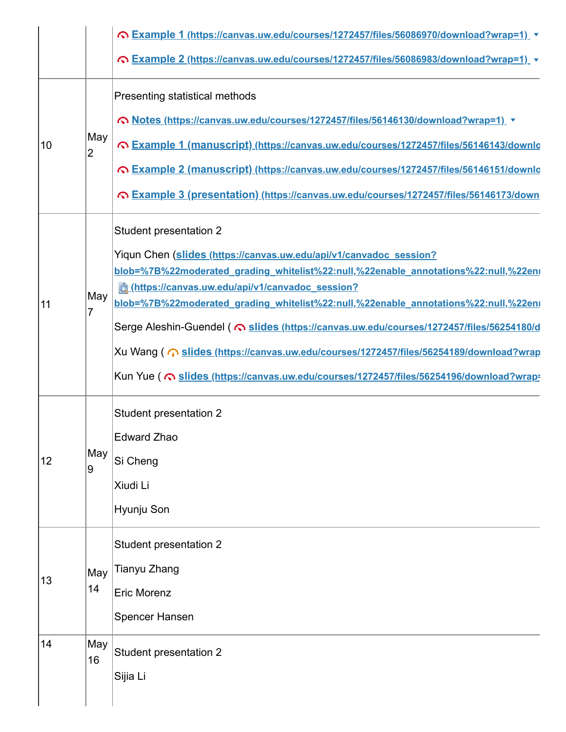| | | |
|---|---|---|
| | | Example 1 (https://canvas.uw.edu/courses/1272457/files/56086970/download?wrap=1)<br>Example 2 (https://canvas.uw.edu/courses/1272457/files/56086983/download?wrap=1) |
| 10 | May 2 | Presenting statistical methods<br>Notes (https://canvas.uw.edu/courses/1272457/files/56146130/download?wrap=1)<br>Example 1 (manuscript) (https://canvas.uw.edu/courses/1272457/files/56146143/downlo<br>Example 2 (manuscript) (https://canvas.uw.edu/courses/1272457/files/56146151/downlo<br>Example 3 (presentation) (https://canvas.uw.edu/courses/1272457/files/56146173/down |
| 11 | May 7 | Student presentation 2<br>Yiqun Chen (slides (https://canvas.uw.edu/api/v1/canvadoc_session?blob=%7B%22moderated_grading_whitelist%22:null,%22enable_annotations%22:null,%22en (https://canvas.uw.edu/api/v1/canvadoc_session?blob=%7B%22moderated_grading_whitelist%22:null,%22enable_annotations%22:null,%22en<br>Serge Aleshin-Guendel ( slides (https://canvas.uw.edu/courses/1272457/files/56254180/d<br>Xu Wang ( slides (https://canvas.uw.edu/courses/1272457/files/56254189/download?wrap<br>Kun Yue ( slides (https://canvas.uw.edu/courses/1272457/files/56254196/download?wrap= |
| 12 | May 9 | Student presentation 2<br>Edward Zhao<br>Si Cheng<br>Xiudi Li<br>Hyunju Son |
| 13 | May 14 | Student presentation 2<br>Tianyu Zhang<br>Eric Morenz<br>Spencer Hansen |
| 14 | May 16 | Student presentation 2<br>Sijia Li |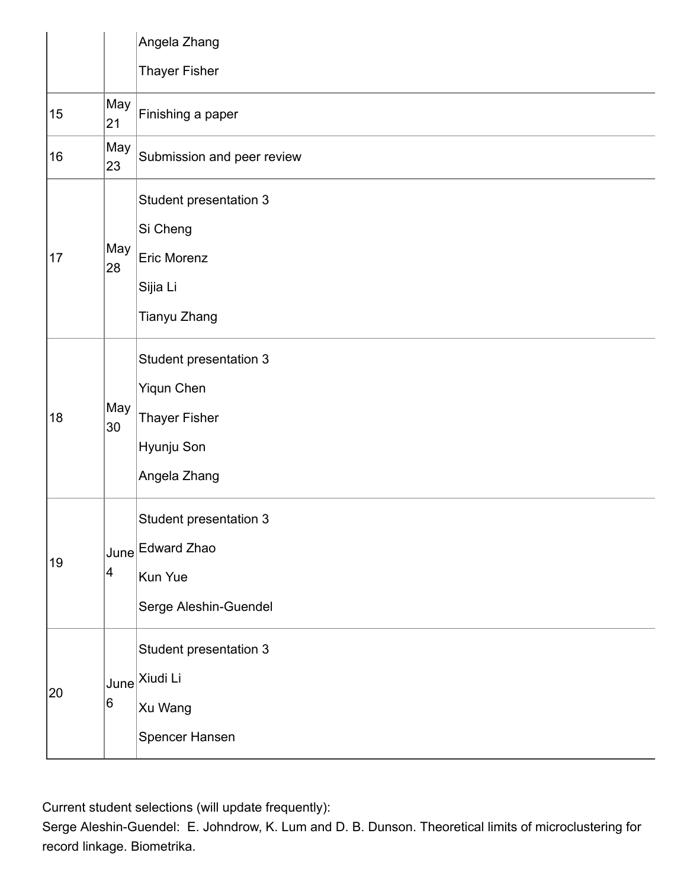| | | |
|---|---|---|
| | | Angela Zhang<br>Thayer Fisher |
| 15 | May 21 | Finishing a paper |
| 16 | May 23 | Submission and peer review |
| 17 | May 28 | Student presentation 3<br>Si Cheng<br>Eric Morenz<br>Sijia Li<br>Tianyu Zhang |
| 18 | May 30 | Student presentation 3<br>Yiqun Chen<br>Thayer Fisher<br>Hyunju Son<br>Angela Zhang |
| 19 | June 4 | Student presentation 3<br>Edward Zhao<br>Kun Yue<br>Serge Aleshin-Guendel |
| 20 | June 6 | Student presentation 3<br>Xiudi Li<br>Xu Wang<br>Spencer Hansen |

Current student selections (will update frequently):
Serge Aleshin-Guendel: E. Johndrow, K. Lum and D. B. Dunson. Theoretical limits of microclustering for record linkage. Biometrika.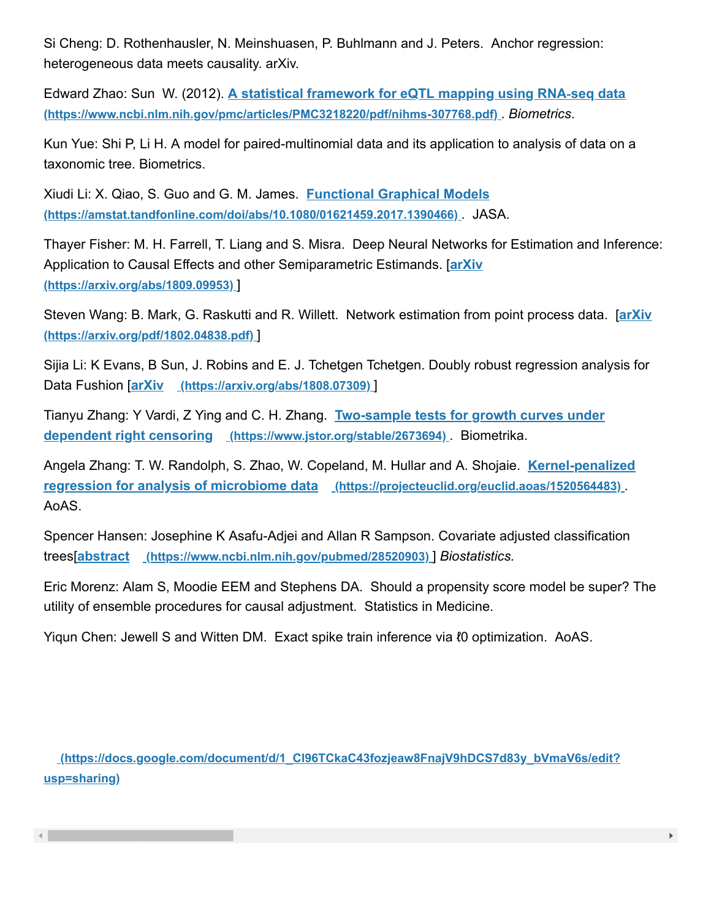Si Cheng: D. Rothenhausler, N. Meinshuasen, P. Buhlmann and J. Peters. Anchor regression: heterogeneous data meets causality. arXiv.

Edward Zhao: Sun W. (2012). [A statistical framework for eQTL mapping using RNA-seq data (https://www.ncbi.nlm.nih.gov/pmc/articles/PMC3218220/pdf/nihms-307768.pdf)](https://www.ncbi.nlm.nih.gov/pmc/articles/PMC3218220/pdf/nihms-307768.pdf). *Biometrics*.

Kun Yue: Shi P, Li H. A model for paired-multinomial data and its application to analysis of data on a taxonomic tree. Biometrics.

Xiudi Li: X. Qiao, S. Guo and G. M. James. [Functional Graphical Models (https://amstat.tandfonline.com/doi/abs/10.1080/01621459.2017.1390466)](https://amstat.tandfonline.com/doi/abs/10.1080/01621459.2017.1390466). JASA.

Thayer Fisher: M. H. Farrell, T. Liang and S. Misra. Deep Neural Networks for Estimation and Inference: Application to Causal Effects and other Semiparametric Estimands. [[arXiv (https://arxiv.org/abs/1809.09953)](https://arxiv.org/abs/1809.09953)]

Steven Wang: B. Mark, G. Raskutti and R. Willett. Network estimation from point process data. [[arXiv (https://arxiv.org/pdf/1802.04838.pdf)](https://arxiv.org/pdf/1802.04838.pdf)]

Sijia Li: K Evans, B Sun, J. Robins and E. J. Tchetgen Tchetgen. Doubly robust regression analysis for Data Fushion [[arXiv (https://arxiv.org/abs/1808.07309)](https://arxiv.org/abs/1808.07309)]

Tianyu Zhang: Y Vardi, Z Ying and C. H. Zhang. [Two-sample tests for growth curves under dependent right censoring (https://www.jstor.org/stable/2673694)](https://www.jstor.org/stable/2673694). Biometrika.

Angela Zhang: T. W. Randolph, S. Zhao, W. Copeland, M. Hullar and A. Shojaie. [Kernel-penalized regression for analysis of microbiome data (https://projecteuclid.org/euclid.aoas/1520564483)](https://projecteuclid.org/euclid.aoas/1520564483). AoAS.

Spencer Hansen: Josephine K Asafu-Adjei and Allan R Sampson. Covariate adjusted classification trees[[abstract (https://www.ncbi.nlm.nih.gov/pubmed/28520903)](https://www.ncbi.nlm.nih.gov/pubmed/28520903)] *Biostatistics.*

Eric Morenz: Alam S, Moodie EEM and Stephens DA. Should a propensity score model be super? The utility of ensemble procedures for causal adjustment. Statistics in Medicine.

Yiqun Chen: Jewell S and Witten DM. Exact spike train inference via ℓ0 optimization. AoAS.

[(https://docs.google.com/document/d/1_CI96TCkaC43fozjeaw8FnajV9hDCS7d83y_bVmaV6s/edit?usp=sharing)](https://docs.google.com/document/d/1_CI96TCkaC43fozjeaw8FnajV9hDCS7d83y_bVmaV6s/edit?usp=sharing)